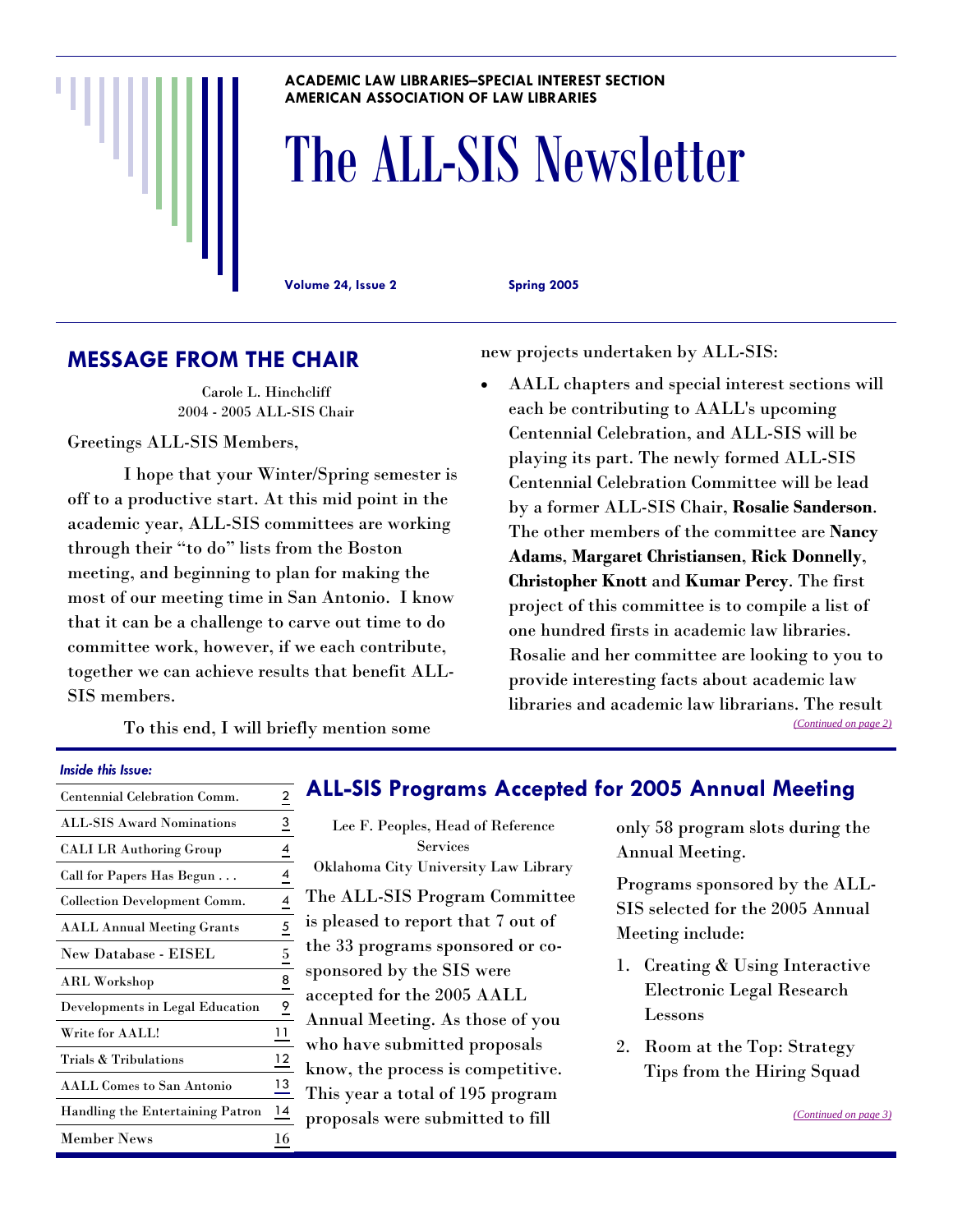ACADEMIC LAW LIBRARIES–SPECIAL INTEREST SECTION
AMERICAN ASSOCIATION OF LAW LIBRARIES

# The ALL-SIS Newsletter

**Volume 24, Issue 2** **Spring 2005**

## MESSAGE FROM THE CHAIR

Carole L. Hinchcliff
2004 - 2005 ALL-SIS Chair

Greetings ALL-SIS Members,

I hope that your Winter/Spring semester is off to a productive start. At this mid point in the academic year, ALL-SIS committees are working through their "to do" lists from the Boston meeting, and beginning to plan for making the most of our meeting time in San Antonio. I know that it can be a challenge to carve out time to do committee work, however, if we each contribute, together we can achieve results that benefit ALL-SIS members.

To this end, I will briefly mention some new projects undertaken by ALL-SIS:

- AALL chapters and special interest sections will each be contributing to AALL's upcoming Centennial Celebration, and ALL-SIS will be playing its part. The newly formed ALL-SIS Centennial Celebration Committee will be lead by a former ALL-SIS Chair, **Rosalie Sanderson**. The other members of the committee are **Nancy Adams**, **Margaret Christiansen**, **Rick Donnelly**, **Christopher Knott** and **Kumar Percy**. The first project of this committee is to compile a list of one hundred firsts in academic law libraries. Rosalie and her committee are looking to you to provide interesting facts about academic law libraries and academic law librarians. The result

*(Continued on page 2)*

***Inside this Issue:***

| | |
|---|---|
| Centennial Celebration Comm. | 2 |
| ALL-SIS Award Nominations | 3 |
| CALI LR Authoring Group | 4 |
| Call for Papers Has Begun . . . | 4 |
| Collection Development Comm. | 4 |
| AALL Annual Meeting Grants | 5 |
| New Database - EISEL | 5 |
| ARL Workshop | 8 |
| Developments in Legal Education | 9 |
| Write for AALL! | 11 |
| Trials & Tribulations | 12 |
| AALL Comes to San Antonio | 13 |
| Handling the Entertaining Patron | 14 |
| Member News | 16 |

## ALL-SIS Programs Accepted for 2005 Annual Meeting

Lee F. Peoples, Head of Reference Services
Oklahoma City University Law Library

The ALL-SIS Program Committee is pleased to report that 7 out of the 33 programs sponsored or co-sponsored by the SIS were accepted for the 2005 AALL Annual Meeting. As those of you who have submitted proposals know, the process is competitive. This year a total of 195 program proposals were submitted to fill only 58 program slots during the Annual Meeting.

Programs sponsored by the ALL-SIS selected for the 2005 Annual Meeting include:

1. Creating & Using Interactive Electronic Legal Research Lessons
2. Room at the Top: Strategy Tips from the Hiring Squad

*(Continued on page 3)*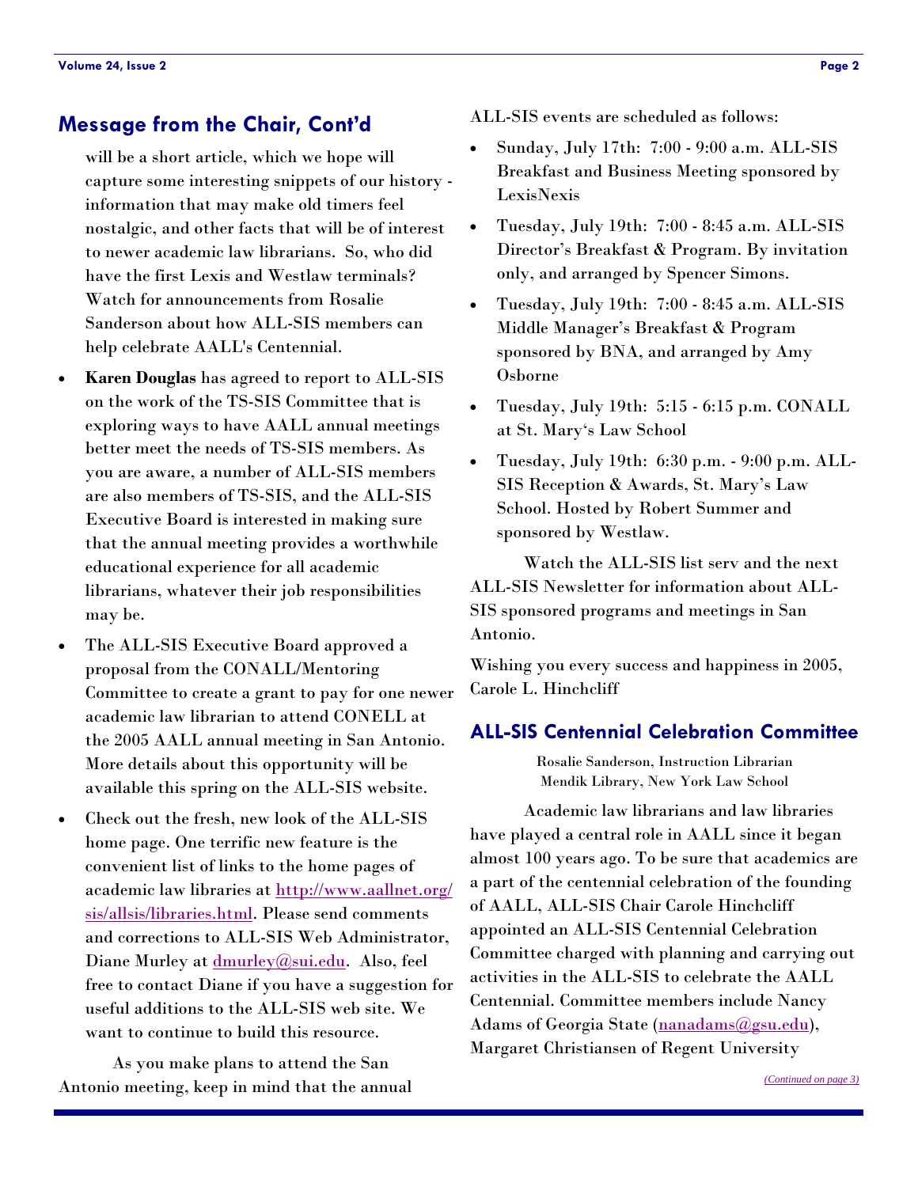## Message from the Chair, Cont'd

will be a short article, which we hope will capture some interesting snippets of our history - information that may make old timers feel nostalgic, and other facts that will be of interest to newer academic law librarians. So, who did have the first Lexis and Westlaw terminals? Watch for announcements from Rosalie Sanderson about how ALL-SIS members can help celebrate AALL's Centennial.

- **Karen Douglas** has agreed to report to ALL-SIS on the work of the TS-SIS Committee that is exploring ways to have AALL annual meetings better meet the needs of TS-SIS members. As you are aware, a number of ALL-SIS members are also members of TS-SIS, and the ALL-SIS Executive Board is interested in making sure that the annual meeting provides a worthwhile educational experience for all academic librarians, whatever their job responsibilities may be.
- The ALL-SIS Executive Board approved a proposal from the CONALL/Mentoring Committee to create a grant to pay for one newer academic law librarian to attend CONELL at the 2005 AALL annual meeting in San Antonio. More details about this opportunity will be available this spring on the ALL-SIS website.
- Check out the fresh, new look of the ALL-SIS home page. One terrific new feature is the convenient list of links to the home pages of academic law libraries at http://www.aallnet.org/sis/allsis/libraries.html. Please send comments and corrections to ALL-SIS Web Administrator, Diane Murley at dmurley@sui.edu. Also, feel free to contact Diane if you have a suggestion for useful additions to the ALL-SIS web site. We want to continue to build this resource.

As you make plans to attend the San Antonio meeting, keep in mind that the annual ALL-SIS events are scheduled as follows:

- Sunday, July 17th: 7:00 - 9:00 a.m. ALL-SIS Breakfast and Business Meeting sponsored by LexisNexis
- Tuesday, July 19th: 7:00 - 8:45 a.m. ALL-SIS Director's Breakfast & Program. By invitation only, and arranged by Spencer Simons.
- Tuesday, July 19th: 7:00 - 8:45 a.m. ALL-SIS Middle Manager's Breakfast & Program sponsored by BNA, and arranged by Amy Osborne
- Tuesday, July 19th: 5:15 - 6:15 p.m. CONALL at St. Mary's Law School
- Tuesday, July 19th: 6:30 p.m. - 9:00 p.m. ALL-SIS Reception & Awards, St. Mary's Law School. Hosted by Robert Summer and sponsored by Westlaw.

Watch the ALL-SIS list serv and the next ALL-SIS Newsletter for information about ALL-SIS sponsored programs and meetings in San Antonio.

Wishing you every success and happiness in 2005,
Carole L. Hinchcliff

## ALL-SIS Centennial Celebration Committee

Rosalie Sanderson, Instruction Librarian
Mendik Library, New York Law School

Academic law librarians and law libraries have played a central role in AALL since it began almost 100 years ago. To be sure that academics are a part of the centennial celebration of the founding of AALL, ALL-SIS Chair Carole Hinchcliff appointed an ALL-SIS Centennial Celebration Committee charged with planning and carrying out activities in the ALL-SIS to celebrate the AALL Centennial. Committee members include Nancy Adams of Georgia State (nanadams@gsu.edu), Margaret Christiansen of Regent University

*(Continued on page 3)*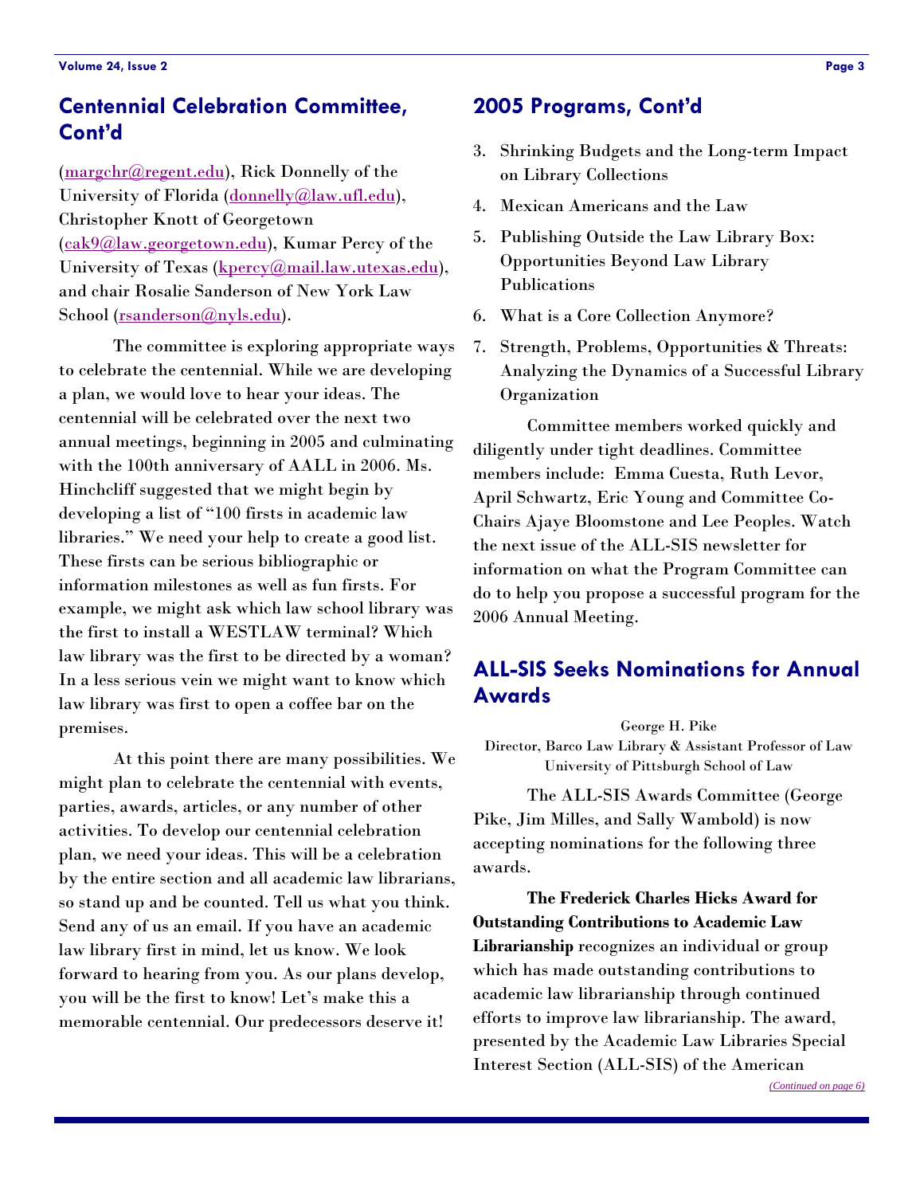## Centennial Celebration Committee, Cont'd

(margchr@regent.edu), Rick Donnelly of the University of Florida (donnelly@law.ufl.edu), Christopher Knott of Georgetown (cak9@law.georgetown.edu), Kumar Percy of the University of Texas (kpercy@mail.law.utexas.edu), and chair Rosalie Sanderson of New York Law School (rsanderson@nyls.edu).

The committee is exploring appropriate ways to celebrate the centennial. While we are developing a plan, we would love to hear your ideas. The centennial will be celebrated over the next two annual meetings, beginning in 2005 and culminating with the 100th anniversary of AALL in 2006. Ms. Hinchcliff suggested that we might begin by developing a list of "100 firsts in academic law libraries." We need your help to create a good list. These firsts can be serious bibliographic or information milestones as well as fun firsts. For example, we might ask which law school library was the first to install a WESTLAW terminal? Which law library was the first to be directed by a woman? In a less serious vein we might want to know which law library was first to open a coffee bar on the premises.

At this point there are many possibilities. We might plan to celebrate the centennial with events, parties, awards, articles, or any number of other activities. To develop our centennial celebration plan, we need your ideas. This will be a celebration by the entire section and all academic law librarians, so stand up and be counted. Tell us what you think. Send any of us an email. If you have an academic law library first in mind, let us know. We look forward to hearing from you. As our plans develop, you will be the first to know! Let's make this a memorable centennial. Our predecessors deserve it!

## 2005 Programs, Cont'd

3. Shrinking Budgets and the Long-term Impact on Library Collections
4. Mexican Americans and the Law
5. Publishing Outside the Law Library Box: Opportunities Beyond Law Library Publications
6. What is a Core Collection Anymore?
7. Strength, Problems, Opportunities & Threats: Analyzing the Dynamics of a Successful Library Organization

Committee members worked quickly and diligently under tight deadlines. Committee members include: Emma Cuesta, Ruth Levor, April Schwartz, Eric Young and Committee Co-Chairs Ajaye Bloomstone and Lee Peoples. Watch the next issue of the ALL-SIS newsletter for information on what the Program Committee can do to help you propose a successful program for the 2006 Annual Meeting.

## ALL-SIS Seeks Nominations for Annual Awards

George H. Pike
Director, Barco Law Library & Assistant Professor of Law
University of Pittsburgh School of Law

The ALL-SIS Awards Committee (George Pike, Jim Milles, and Sally Wambold) is now accepting nominations for the following three awards.

**The Frederick Charles Hicks Award for Outstanding Contributions to Academic Law Librarianship** recognizes an individual or group which has made outstanding contributions to academic law librarianship through continued efforts to improve law librarianship. The award, presented by the Academic Law Libraries Special Interest Section (ALL-SIS) of the American

*(Continued on page 6)*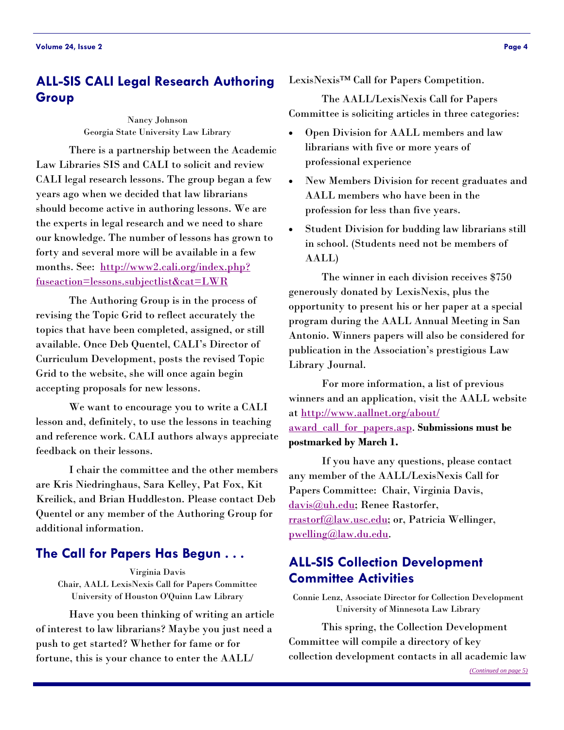## ALL-SIS CALI Legal Research Authoring Group

Nancy Johnson
Georgia State University Law Library

There is a partnership between the Academic Law Libraries SIS and CALI to solicit and review CALI legal research lessons. The group began a few years ago when we decided that law librarians should become active in authoring lessons. We are the experts in legal research and we need to share our knowledge. The number of lessons has grown to forty and several more will be available in a few months. See: http://www2.cali.org/index.php?fuseaction=lessons.subjectlist&cat=LWR

The Authoring Group is in the process of revising the Topic Grid to reflect accurately the topics that have been completed, assigned, or still available. Once Deb Quentel, CALI's Director of Curriculum Development, posts the revised Topic Grid to the website, she will once again begin accepting proposals for new lessons.

We want to encourage you to write a CALI lesson and, definitely, to use the lessons in teaching and reference work. CALI authors always appreciate feedback on their lessons.

I chair the committee and the other members are Kris Niedringhaus, Sara Kelley, Pat Fox, Kit Kreilick, and Brian Huddleston. Please contact Deb Quentel or any member of the Authoring Group for additional information.

## The Call for Papers Has Begun . . .

Virginia Davis
Chair, AALL LexisNexis Call for Papers Committee
University of Houston O'Quinn Law Library

Have you been thinking of writing an article of interest to law librarians? Maybe you just need a push to get started? Whether for fame or for fortune, this is your chance to enter the AALL/LexisNexis™ Call for Papers Competition.

The AALL/LexisNexis Call for Papers Committee is soliciting articles in three categories:

- Open Division for AALL members and law librarians with five or more years of professional experience
- New Members Division for recent graduates and AALL members who have been in the profession for less than five years.
- Student Division for budding law librarians still in school. (Students need not be members of AALL)

The winner in each division receives $750 generously donated by LexisNexis, plus the opportunity to present his or her paper at a special program during the AALL Annual Meeting in San Antonio. Winners papers will also be considered for publication in the Association's prestigious Law Library Journal.

For more information, a list of previous winners and an application, visit the AALL website at http://www.aallnet.org/about/award_call_for_papers.asp. **Submissions must be postmarked by March 1.**

If you have any questions, please contact any member of the AALL/LexisNexis Call for Papers Committee: Chair, Virginia Davis, davis@uh.edu; Renee Rastorfer, rrastorf@law.usc.edu; or, Patricia Wellinger, pwelling@law.du.edu.

## ALL-SIS Collection Development Committee Activities

Connie Lenz, Associate Director for Collection Development
University of Minnesota Law Library

This spring, the Collection Development Committee will compile a directory of key collection development contacts in all academic law

*(Continued on page 5)*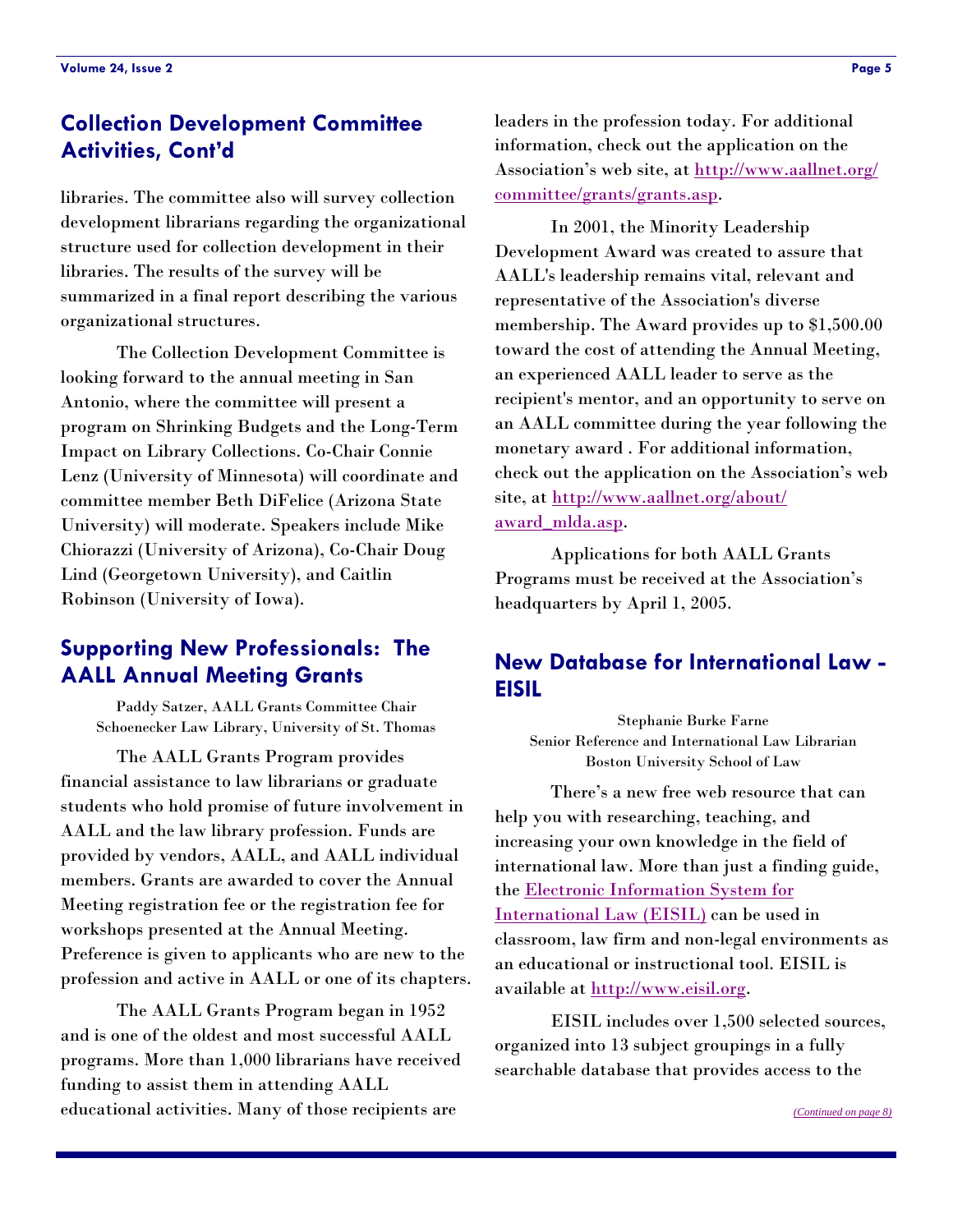## Collection Development Committee Activities, Cont'd

libraries. The committee also will survey collection development librarians regarding the organizational structure used for collection development in their libraries. The results of the survey will be summarized in a final report describing the various organizational structures.

The Collection Development Committee is looking forward to the annual meeting in San Antonio, where the committee will present a program on Shrinking Budgets and the Long-Term Impact on Library Collections. Co-Chair Connie Lenz (University of Minnesota) will coordinate and committee member Beth DiFelice (Arizona State University) will moderate. Speakers include Mike Chiorazzi (University of Arizona), Co-Chair Doug Lind (Georgetown University), and Caitlin Robinson (University of Iowa).

## Supporting New Professionals: The AALL Annual Meeting Grants

Paddy Satzer, AALL Grants Committee Chair
Schoenecker Law Library, University of St. Thomas

The AALL Grants Program provides financial assistance to law librarians or graduate students who hold promise of future involvement in AALL and the law library profession. Funds are provided by vendors, AALL, and AALL individual members. Grants are awarded to cover the Annual Meeting registration fee or the registration fee for workshops presented at the Annual Meeting. Preference is given to applicants who are new to the profession and active in AALL or one of its chapters.

The AALL Grants Program began in 1952 and is one of the oldest and most successful AALL programs. More than 1,000 librarians have received funding to assist them in attending AALL educational activities. Many of those recipients are leaders in the profession today. For additional information, check out the application on the Association's web site, at http://www.aallnet.org/committee/grants/grants.asp.

In 2001, the Minority Leadership Development Award was created to assure that AALL's leadership remains vital, relevant and representative of the Association's diverse membership. The Award provides up to $1,500.00 toward the cost of attending the Annual Meeting, an experienced AALL leader to serve as the recipient's mentor, and an opportunity to serve on an AALL committee during the year following the monetary award . For additional information, check out the application on the Association's web site, at http://www.aallnet.org/about/award_mlda.asp.

Applications for both AALL Grants Programs must be received at the Association's headquarters by April 1, 2005.

## New Database for International Law - EISIL

Stephanie Burke Farne
Senior Reference and International Law Librarian
Boston University School of Law

There's a new free web resource that can help you with researching, teaching, and increasing your own knowledge in the field of international law. More than just a finding guide, the Electronic Information System for International Law (EISIL) can be used in classroom, law firm and non-legal environments as an educational or instructional tool. EISIL is available at http://www.eisil.org.

EISIL includes over 1,500 selected sources, organized into 13 subject groupings in a fully searchable database that provides access to the

*(Continued on page 8)*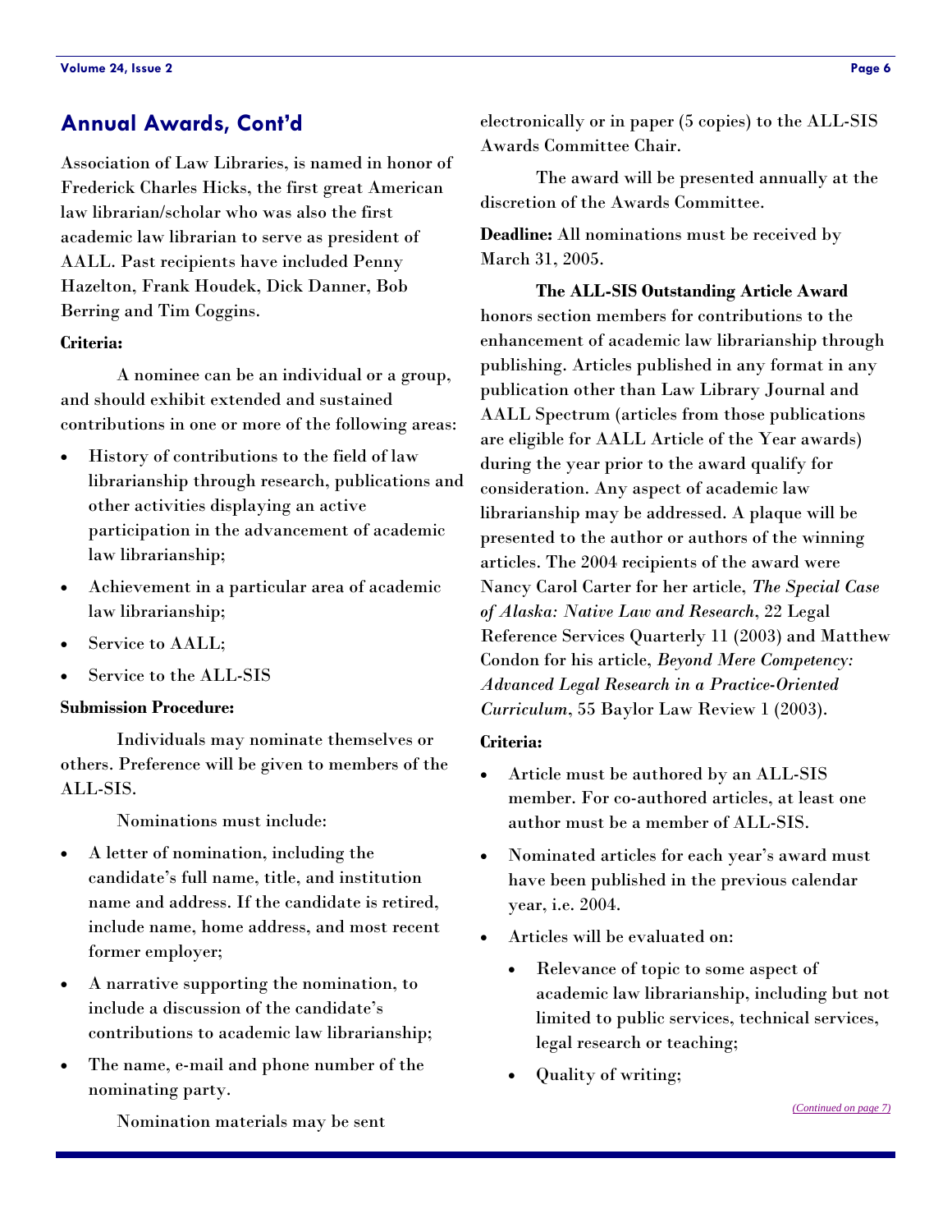## Annual Awards, Cont'd

Association of Law Libraries, is named in honor of Frederick Charles Hicks, the first great American law librarian/scholar who was also the first academic law librarian to serve as president of AALL. Past recipients have included Penny Hazelton, Frank Houdek, Dick Danner, Bob Berring and Tim Coggins.

**Criteria:**

A nominee can be an individual or a group, and should exhibit extended and sustained contributions in one or more of the following areas:

- History of contributions to the field of law librarianship through research, publications and other activities displaying an active participation in the advancement of academic law librarianship;
- Achievement in a particular area of academic law librarianship;
- Service to AALL;
- Service to the ALL-SIS

**Submission Procedure:**

Individuals may nominate themselves or others. Preference will be given to members of the ALL-SIS.

Nominations must include:

- A letter of nomination, including the candidate's full name, title, and institution name and address. If the candidate is retired, include name, home address, and most recent former employer;
- A narrative supporting the nomination, to include a discussion of the candidate's contributions to academic law librarianship;
- The name, e-mail and phone number of the nominating party.

Nomination materials may be sent electronically or in paper (5 copies) to the ALL-SIS Awards Committee Chair.

The award will be presented annually at the discretion of the Awards Committee.

**Deadline:** All nominations must be received by March 31, 2005.

**The ALL-SIS Outstanding Article Award** honors section members for contributions to the enhancement of academic law librarianship through publishing. Articles published in any format in any publication other than Law Library Journal and AALL Spectrum (articles from those publications are eligible for AALL Article of the Year awards) during the year prior to the award qualify for consideration. Any aspect of academic law librarianship may be addressed. A plaque will be presented to the author or authors of the winning articles. The 2004 recipients of the award were Nancy Carol Carter for her article, *The Special Case of Alaska: Native Law and Research*, 22 Legal Reference Services Quarterly 11 (2003) and Matthew Condon for his article, *Beyond Mere Competency: Advanced Legal Research in a Practice-Oriented Curriculum*, 55 Baylor Law Review 1 (2003).

**Criteria:**

- Article must be authored by an ALL-SIS member. For co-authored articles, at least one author must be a member of ALL-SIS.
- Nominated articles for each year's award must have been published in the previous calendar year, i.e. 2004.
- Articles will be evaluated on:
  - Relevance of topic to some aspect of academic law librarianship, including but not limited to public services, technical services, legal research or teaching;
  - Quality of writing;

*(Continued on page 7)*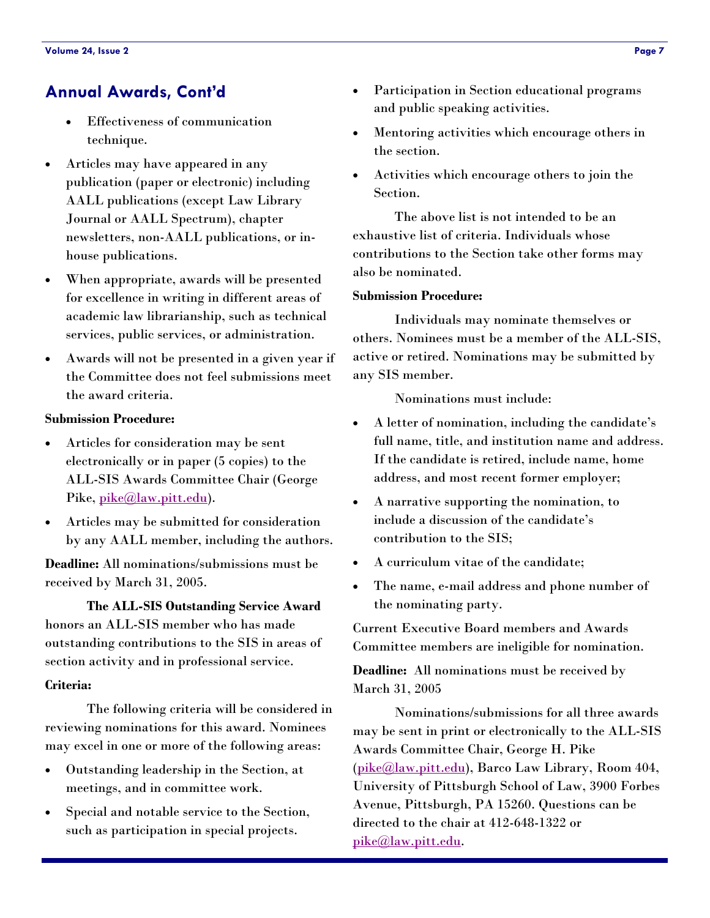## Annual Awards, Cont'd

- Effectiveness of communication technique.

- Articles may have appeared in any publication (paper or electronic) including AALL publications (except Law Library Journal or AALL Spectrum), chapter newsletters, non-AALL publications, or in-house publications.
- When appropriate, awards will be presented for excellence in writing in different areas of academic law librarianship, such as technical services, public services, or administration.
- Awards will not be presented in a given year if the Committee does not feel submissions meet the award criteria.

**Submission Procedure:**

- Articles for consideration may be sent electronically or in paper (5 copies) to the ALL-SIS Awards Committee Chair (George Pike, pike@law.pitt.edu).
- Articles may be submitted for consideration by any AALL member, including the authors.

**Deadline:** All nominations/submissions must be received by March 31, 2005.

**The ALL-SIS Outstanding Service Award** honors an ALL-SIS member who has made outstanding contributions to the SIS in areas of section activity and in professional service.

**Criteria:**

The following criteria will be considered in reviewing nominations for this award. Nominees may excel in one or more of the following areas:

- Outstanding leadership in the Section, at meetings, and in committee work.
- Special and notable service to the Section, such as participation in special projects.
- Participation in Section educational programs and public speaking activities.
- Mentoring activities which encourage others in the section.
- Activities which encourage others to join the Section.

The above list is not intended to be an exhaustive list of criteria. Individuals whose contributions to the Section take other forms may also be nominated.

**Submission Procedure:**

Individuals may nominate themselves or others. Nominees must be a member of the ALL-SIS, active or retired. Nominations may be submitted by any SIS member.

Nominations must include:

- A letter of nomination, including the candidate's full name, title, and institution name and address. If the candidate is retired, include name, home address, and most recent former employer;
- A narrative supporting the nomination, to include a discussion of the candidate's contribution to the SIS;
- A curriculum vitae of the candidate;
- The name, e-mail address and phone number of the nominating party.

Current Executive Board members and Awards Committee members are ineligible for nomination.

**Deadline:** All nominations must be received by March 31, 2005

Nominations/submissions for all three awards may be sent in print or electronically to the ALL-SIS Awards Committee Chair, George H. Pike (pike@law.pitt.edu), Barco Law Library, Room 404, University of Pittsburgh School of Law, 3900 Forbes Avenue, Pittsburgh, PA 15260. Questions can be directed to the chair at 412-648-1322 or pike@law.pitt.edu.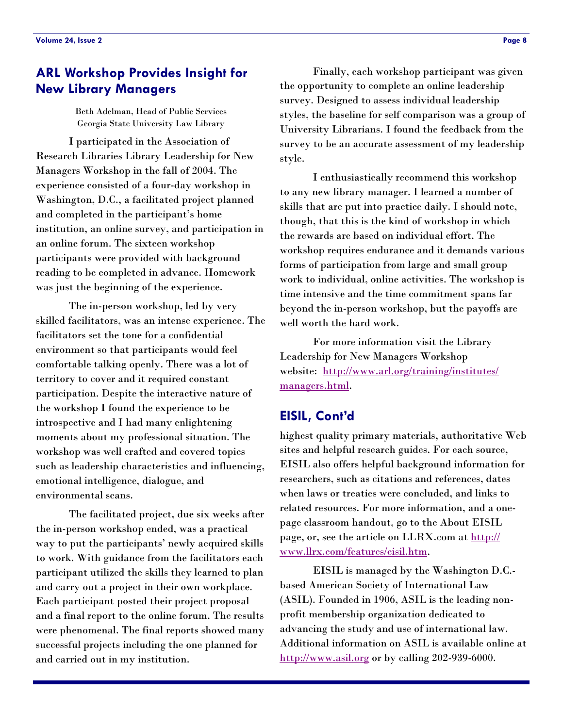## ARL Workshop Provides Insight for New Library Managers

Beth Adelman, Head of Public Services
Georgia State University Law Library

I participated in the Association of Research Libraries Library Leadership for New Managers Workshop in the fall of 2004. The experience consisted of a four-day workshop in Washington, D.C., a facilitated project planned and completed in the participant's home institution, an online survey, and participation in an online forum. The sixteen workshop participants were provided with background reading to be completed in advance. Homework was just the beginning of the experience.

The in-person workshop, led by very skilled facilitators, was an intense experience. The facilitators set the tone for a confidential environment so that participants would feel comfortable talking openly. There was a lot of territory to cover and it required constant participation. Despite the interactive nature of the workshop I found the experience to be introspective and I had many enlightening moments about my professional situation. The workshop was well crafted and covered topics such as leadership characteristics and influencing, emotional intelligence, dialogue, and environmental scans.

The facilitated project, due six weeks after the in-person workshop ended, was a practical way to put the participants' newly acquired skills to work. With guidance from the facilitators each participant utilized the skills they learned to plan and carry out a project in their own workplace. Each participant posted their project proposal and a final report to the online forum. The results were phenomenal. The final reports showed many successful projects including the one planned for and carried out in my institution.

Finally, each workshop participant was given the opportunity to complete an online leadership survey. Designed to assess individual leadership styles, the baseline for self comparison was a group of University Librarians. I found the feedback from the survey to be an accurate assessment of my leadership style.

I enthusiastically recommend this workshop to any new library manager. I learned a number of skills that are put into practice daily. I should note, though, that this is the kind of workshop in which the rewards are based on individual effort. The workshop requires endurance and it demands various forms of participation from large and small group work to individual, online activities. The workshop is time intensive and the time commitment spans far beyond the in-person workshop, but the payoffs are well worth the hard work.

For more information visit the Library Leadership for New Managers Workshop website: http://www.arl.org/training/institutes/managers.html.

## EISIL, Cont'd

highest quality primary materials, authoritative Web sites and helpful research guides. For each source, EISIL also offers helpful background information for researchers, such as citations and references, dates when laws or treaties were concluded, and links to related resources. For more information, and a one-page classroom handout, go to the About EISIL page, or, see the article on LLRX.com at http://www.llrx.com/features/eisil.htm.

EISIL is managed by the Washington D.C.-based American Society of International Law (ASIL). Founded in 1906, ASIL is the leading non-profit membership organization dedicated to advancing the study and use of international law. Additional information on ASIL is available online at http://www.asil.org or by calling 202-939-6000.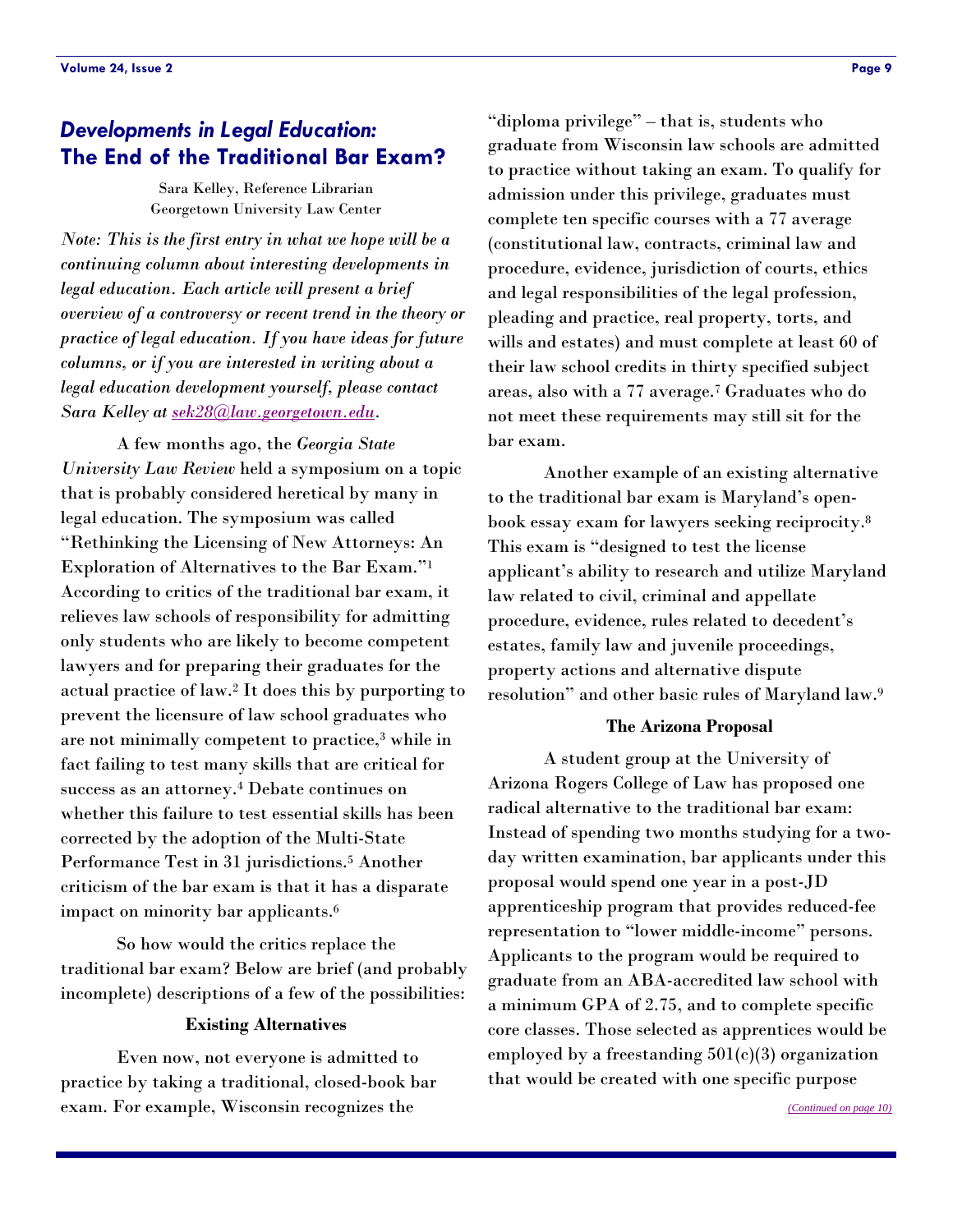## *Developments in Legal Education:* The End of the Traditional Bar Exam?

Sara Kelley, Reference Librarian
Georgetown University Law Center

*Note: This is the first entry in what we hope will be a continuing column about interesting developments in legal education. Each article will present a brief overview of a controversy or recent trend in the theory or practice of legal education. If you have ideas for future columns, or if you are interested in writing about a legal education development yourself, please contact Sara Kelley at [sek28@law.georgetown.edu](mailto:sek28@law.georgetown.edu).*

A few months ago, the *Georgia State University Law Review* held a symposium on a topic that is probably considered heretical by many in legal education. The symposium was called "Rethinking the Licensing of New Attorneys: An Exploration of Alternatives to the Bar Exam."[1] According to critics of the traditional bar exam, it relieves law schools of responsibility for admitting only students who are likely to become competent lawyers and for preparing their graduates for the actual practice of law.[2] It does this by purporting to prevent the licensure of law school graduates who are not minimally competent to practice,[3] while in fact failing to test many skills that are critical for success as an attorney.[4] Debate continues on whether this failure to test essential skills has been corrected by the adoption of the Multi-State Performance Test in 31 jurisdictions.[5] Another criticism of the bar exam is that it has a disparate impact on minority bar applicants.[6]

So how would the critics replace the traditional bar exam? Below are brief (and probably incomplete) descriptions of a few of the possibilities:

**Existing Alternatives**

Even now, not everyone is admitted to practice by taking a traditional, closed-book bar exam. For example, Wisconsin recognizes the "diploma privilege" – that is, students who graduate from Wisconsin law schools are admitted to practice without taking an exam. To qualify for admission under this privilege, graduates must complete ten specific courses with a 77 average (constitutional law, contracts, criminal law and procedure, evidence, jurisdiction of courts, ethics and legal responsibilities of the legal profession, pleading and practice, real property, torts, and wills and estates) and must complete at least 60 of their law school credits in thirty specified subject areas, also with a 77 average.[7] Graduates who do not meet these requirements may still sit for the bar exam.

Another example of an existing alternative to the traditional bar exam is Maryland's open-book essay exam for lawyers seeking reciprocity.[8] This exam is "designed to test the license applicant's ability to research and utilize Maryland law related to civil, criminal and appellate procedure, evidence, rules related to decedent's estates, family law and juvenile proceedings, property actions and alternative dispute resolution" and other basic rules of Maryland law.[9]

**The Arizona Proposal**

A student group at the University of Arizona Rogers College of Law has proposed one radical alternative to the traditional bar exam: Instead of spending two months studying for a two-day written examination, bar applicants under this proposal would spend one year in a post-JD apprenticeship program that provides reduced-fee representation to "lower middle-income" persons. Applicants to the program would be required to graduate from an ABA-accredited law school with a minimum GPA of 2.75, and to complete specific core classes. Those selected as apprentices would be employed by a freestanding 501(c)(3) organization that would be created with one specific purpose

*(Continued on page 10)*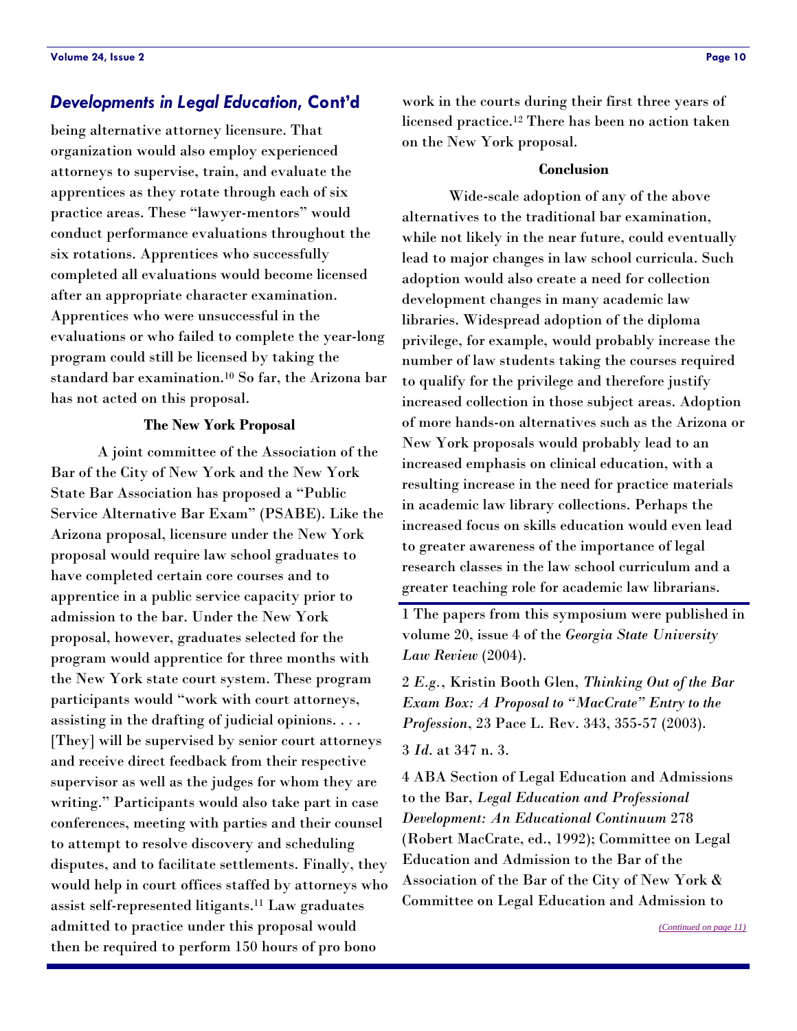## *Developments in Legal Education,* Cont'd

being alternative attorney licensure. That organization would also employ experienced attorneys to supervise, train, and evaluate the apprentices as they rotate through each of six practice areas. These "lawyer-mentors" would conduct performance evaluations throughout the six rotations. Apprentices who successfully completed all evaluations would become licensed after an appropriate character examination. Apprentices who were unsuccessful in the evaluations or who failed to complete the year-long program could still be licensed by taking the standard bar examination.[10] So far, the Arizona bar has not acted on this proposal.

**The New York Proposal**

A joint committee of the Association of the Bar of the City of New York and the New York State Bar Association has proposed a "Public Service Alternative Bar Exam" (PSABE). Like the Arizona proposal, licensure under the New York proposal would require law school graduates to have completed certain core courses and to apprentice in a public service capacity prior to admission to the bar. Under the New York proposal, however, graduates selected for the program would apprentice for three months with the New York state court system. These program participants would "work with court attorneys, assisting in the drafting of judicial opinions. . . . [They] will be supervised by senior court attorneys and receive direct feedback from their respective supervisor as well as the judges for whom they are writing." Participants would also take part in case conferences, meeting with parties and their counsel to attempt to resolve discovery and scheduling disputes, and to facilitate settlements. Finally, they would help in court offices staffed by attorneys who assist self-represented litigants.[11] Law graduates admitted to practice under this proposal would then be required to perform 150 hours of pro bono work in the courts during their first three years of licensed practice.[12] There has been no action taken on the New York proposal.

**Conclusion**

Wide-scale adoption of any of the above alternatives to the traditional bar examination, while not likely in the near future, could eventually lead to major changes in law school curricula. Such adoption would also create a need for collection development changes in many academic law libraries. Widespread adoption of the diploma privilege, for example, would probably increase the number of law students taking the courses required to qualify for the privilege and therefore justify increased collection in those subject areas. Adoption of more hands-on alternatives such as the Arizona or New York proposals would probably lead to an increased emphasis on clinical education, with a resulting increase in the need for practice materials in academic law library collections. Perhaps the increased focus on skills education would even lead to greater awareness of the importance of legal research classes in the law school curriculum and a greater teaching role for academic law librarians.

---

1 The papers from this symposium were published in volume 20, issue 4 of the *Georgia State University Law Review* (2004).

2 *E.g.*, Kristin Booth Glen, *Thinking Out of the Bar Exam Box: A Proposal to "MacCrate" Entry to the Profession*, 23 Pace L. Rev. 343, 355-57 (2003).

3 *Id.* at 347 n. 3.

4 ABA Section of Legal Education and Admissions to the Bar, *Legal Education and Professional Development: An Educational Continuum* 278 (Robert MacCrate, ed., 1992); Committee on Legal Education and Admission to the Bar of the Association of the Bar of the City of New York & Committee on Legal Education and Admission to

*(Continued on page 11)*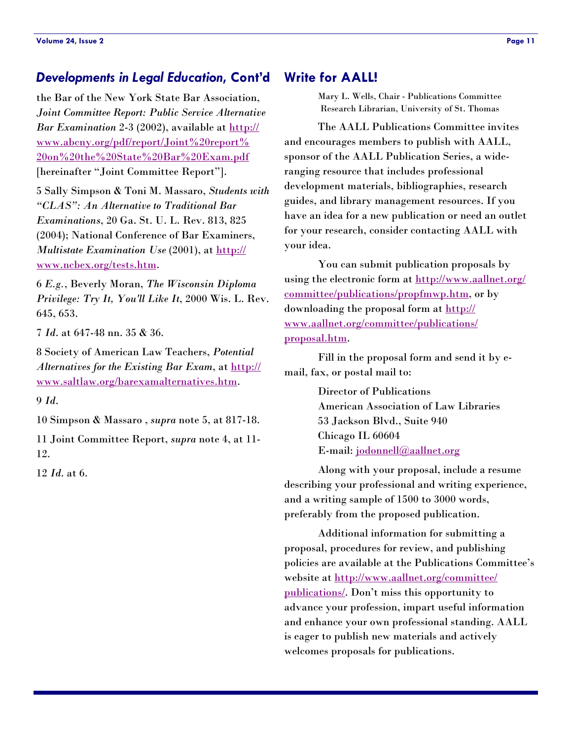## *Developments in Legal Education*, Cont'd

the Bar of the New York State Bar Association, *Joint Committee Report: Public Service Alternative Bar Examination* 2-3 (2002), available at http://www.abcny.org/pdf/report/Joint%20report%20on%20the%20State%20Bar%20Exam.pdf [hereinafter "Joint Committee Report"].

5 Sally Simpson & Toni M. Massaro, *Students with "CLAS": An Alternative to Traditional Bar Examinations*, 20 Ga. St. U. L. Rev. 813, 825 (2004); National Conference of Bar Examiners, *Multistate Examination Use* (2001), at http://www.ncbex.org/tests.htm.

6 *E.g.*, Beverly Moran, *The Wisconsin Diploma Privilege: Try It, You'll Like It*, 2000 Wis. L. Rev. 645, 653.

7 *Id*. at 647-48 nn. 35 & 36.

8 Society of American Law Teachers, *Potential Alternatives for the Existing Bar Exam*, at http://www.saltlaw.org/barexamalternatives.htm.

9 *Id*.

10 Simpson & Massaro , *supra* note 5, at 817-18.

11 Joint Committee Report, *supra* note 4, at 11-12.

12 *Id*. at 6.

## Write for AALL!

Mary L. Wells, Chair - Publications Committee
Research Librarian, University of St. Thomas

The AALL Publications Committee invites and encourages members to publish with AALL, sponsor of the AALL Publication Series, a wide-ranging resource that includes professional development materials, bibliographies, research guides, and library management resources. If you have an idea for a new publication or need an outlet for your research, consider contacting AALL with your idea.

You can submit publication proposals by using the electronic form at http://www.aallnet.org/committee/publications/propfmwp.htm, or by downloading the proposal form at http://www.aallnet.org/committee/publications/proposal.htm.

Fill in the proposal form and send it by e-mail, fax, or postal mail to:

Director of Publications
American Association of Law Libraries
53 Jackson Blvd., Suite 940
Chicago IL 60604
E-mail: jodonnell@aallnet.org

Along with your proposal, include a resume describing your professional and writing experience, and a writing sample of 1500 to 3000 words, preferably from the proposed publication.

Additional information for submitting a proposal, procedures for review, and publishing policies are available at the Publications Committee's website at http://www.aallnet.org/committee/publications/. Don't miss this opportunity to advance your profession, impart useful information and enhance your own professional standing. AALL is eager to publish new materials and actively welcomes proposals for publications.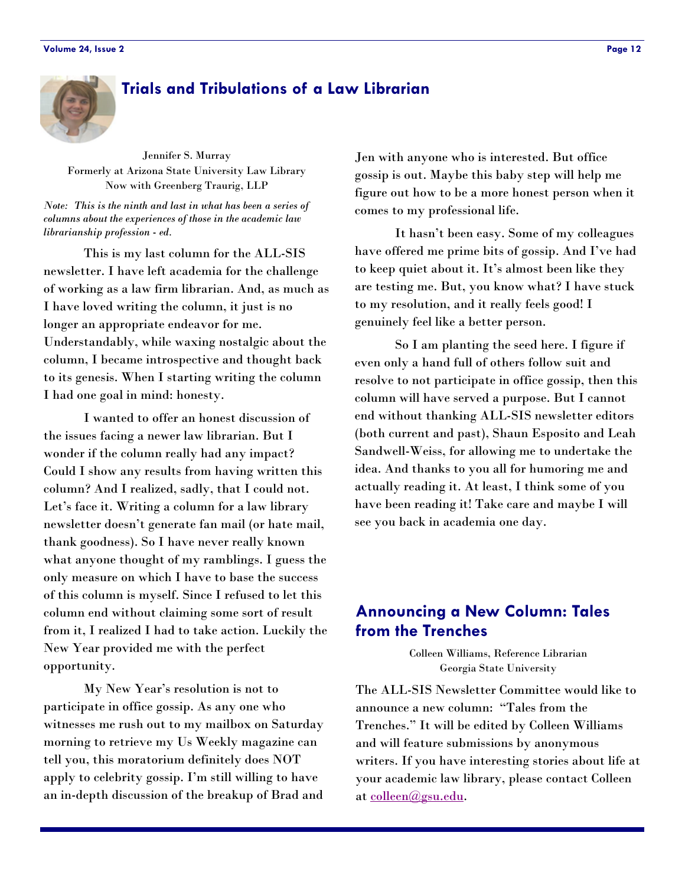## Trials and Tribulations of a Law Librarian

Jennifer S. Murray
Formerly at Arizona State University Law Library
Now with Greenberg Traurig, LLP

*Note: This is the ninth and last in what has been a series of columns about the experiences of those in the academic law librarianship profession - ed.*

This is my last column for the ALL-SIS newsletter. I have left academia for the challenge of working as a law firm librarian. And, as much as I have loved writing the column, it just is no longer an appropriate endeavor for me. Understandably, while waxing nostalgic about the column, I became introspective and thought back to its genesis. When I starting writing the column I had one goal in mind: honesty.

I wanted to offer an honest discussion of the issues facing a newer law librarian. But I wonder if the column really had any impact? Could I show any results from having written this column? And I realized, sadly, that I could not. Let's face it. Writing a column for a law library newsletter doesn't generate fan mail (or hate mail, thank goodness). So I have never really known what anyone thought of my ramblings. I guess the only measure on which I have to base the success of this column is myself. Since I refused to let this column end without claiming some sort of result from it, I realized I had to take action. Luckily the New Year provided me with the perfect opportunity.

My New Year's resolution is not to participate in office gossip. As any one who witnesses me rush out to my mailbox on Saturday morning to retrieve my Us Weekly magazine can tell you, this moratorium definitely does NOT apply to celebrity gossip. I'm still willing to have an in-depth discussion of the breakup of Brad and Jen with anyone who is interested. But office gossip is out. Maybe this baby step will help me figure out how to be a more honest person when it comes to my professional life.

It hasn't been easy. Some of my colleagues have offered me prime bits of gossip. And I've had to keep quiet about it. It's almost been like they are testing me. But, you know what? I have stuck to my resolution, and it really feels good! I genuinely feel like a better person.

So I am planting the seed here. I figure if even only a hand full of others follow suit and resolve to not participate in office gossip, then this column will have served a purpose. But I cannot end without thanking ALL-SIS newsletter editors (both current and past), Shaun Esposito and Leah Sandwell-Weiss, for allowing me to undertake the idea. And thanks to you all for humoring me and actually reading it. At least, I think some of you have been reading it! Take care and maybe I will see you back in academia one day.

## Announcing a New Column: Tales from the Trenches

Colleen Williams, Reference Librarian
Georgia State University

The ALL-SIS Newsletter Committee would like to announce a new column: "Tales from the Trenches." It will be edited by Colleen Williams and will feature submissions by anonymous writers. If you have interesting stories about life at your academic law library, please contact Colleen at colleen@gsu.edu.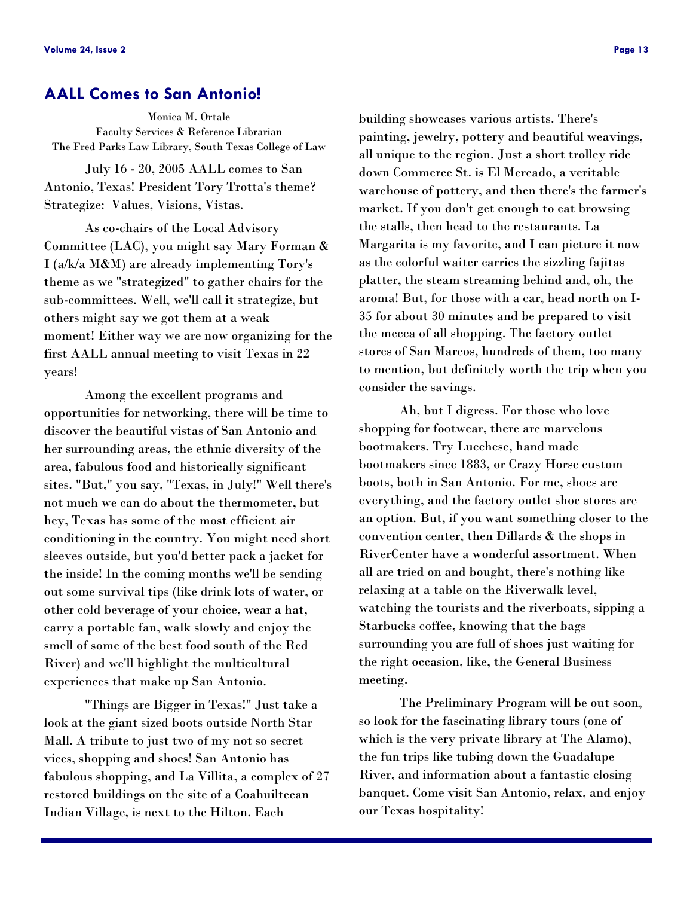## AALL Comes to San Antonio!

Monica M. Ortale
Faculty Services & Reference Librarian
The Fred Parks Law Library, South Texas College of Law

July 16 - 20, 2005 AALL comes to San Antonio, Texas! President Tory Trotta's theme? Strategize: Values, Visions, Vistas.

As co-chairs of the Local Advisory Committee (LAC), you might say Mary Forman & I (a/k/a M&M) are already implementing Tory's theme as we "strategized" to gather chairs for the sub-committees. Well, we'll call it strategize, but others might say we got them at a weak moment! Either way we are now organizing for the first AALL annual meeting to visit Texas in 22 years!

Among the excellent programs and opportunities for networking, there will be time to discover the beautiful vistas of San Antonio and her surrounding areas, the ethnic diversity of the area, fabulous food and historically significant sites. "But," you say, "Texas, in July!" Well there's not much we can do about the thermometer, but hey, Texas has some of the most efficient air conditioning in the country. You might need short sleeves outside, but you'd better pack a jacket for the inside! In the coming months we'll be sending out some survival tips (like drink lots of water, or other cold beverage of your choice, wear a hat, carry a portable fan, walk slowly and enjoy the smell of some of the best food south of the Red River) and we'll highlight the multicultural experiences that make up San Antonio.

"Things are Bigger in Texas!" Just take a look at the giant sized boots outside North Star Mall. A tribute to just two of my not so secret vices, shopping and shoes! San Antonio has fabulous shopping, and La Villita, a complex of 27 restored buildings on the site of a Coahuiltecan Indian Village, is next to the Hilton. Each building showcases various artists. There's painting, jewelry, pottery and beautiful weavings, all unique to the region. Just a short trolley ride down Commerce St. is El Mercado, a veritable warehouse of pottery, and then there's the farmer's market. If you don't get enough to eat browsing the stalls, then head to the restaurants. La Margarita is my favorite, and I can picture it now as the colorful waiter carries the sizzling fajitas platter, the steam streaming behind and, oh, the aroma! But, for those with a car, head north on I-35 for about 30 minutes and be prepared to visit the mecca of all shopping. The factory outlet stores of San Marcos, hundreds of them, too many to mention, but definitely worth the trip when you consider the savings.

Ah, but I digress. For those who love shopping for footwear, there are marvelous bootmakers. Try Lucchese, hand made bootmakers since 1883, or Crazy Horse custom boots, both in San Antonio. For me, shoes are everything, and the factory outlet shoe stores are an option. But, if you want something closer to the convention center, then Dillards & the shops in RiverCenter have a wonderful assortment. When all are tried on and bought, there's nothing like relaxing at a table on the Riverwalk level, watching the tourists and the riverboats, sipping a Starbucks coffee, knowing that the bags surrounding you are full of shoes just waiting for the right occasion, like, the General Business meeting.

The Preliminary Program will be out soon, so look for the fascinating library tours (one of which is the very private library at The Alamo), the fun trips like tubing down the Guadalupe River, and information about a fantastic closing banquet. Come visit San Antonio, relax, and enjoy our Texas hospitality!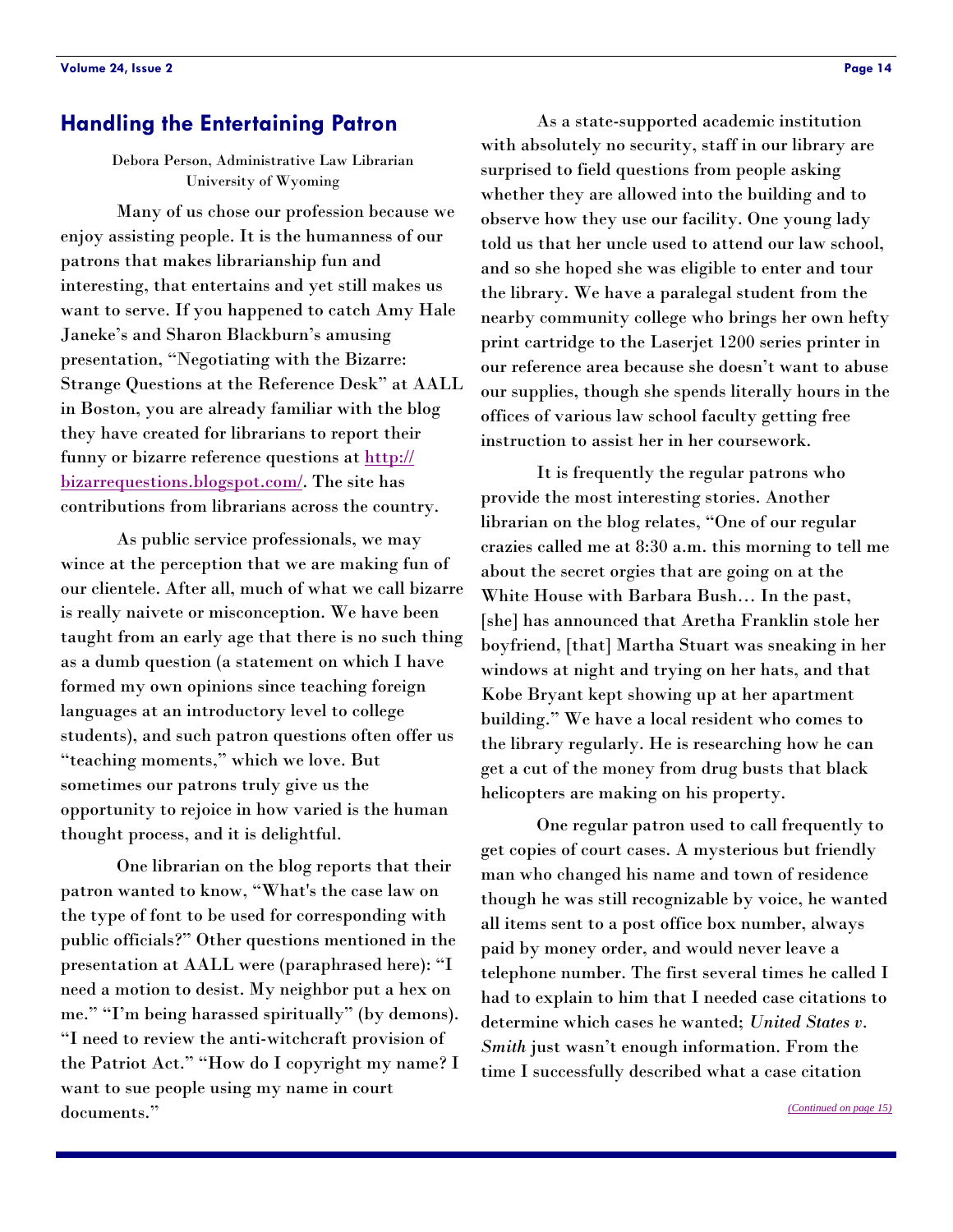## Handling the Entertaining Patron

Debora Person, Administrative Law Librarian
University of Wyoming

Many of us chose our profession because we enjoy assisting people. It is the humanness of our patrons that makes librarianship fun and interesting, that entertains and yet still makes us want to serve. If you happened to catch Amy Hale Janeke's and Sharon Blackburn's amusing presentation, "Negotiating with the Bizarre: Strange Questions at the Reference Desk" at AALL in Boston, you are already familiar with the blog they have created for librarians to report their funny or bizarre reference questions at [http://bizarrequestions.blogspot.com/](http://bizarrequestions.blogspot.com/). The site has contributions from librarians across the country.

As public service professionals, we may wince at the perception that we are making fun of our clientele. After all, much of what we call bizarre is really naivete or misconception. We have been taught from an early age that there is no such thing as a dumb question (a statement on which I have formed my own opinions since teaching foreign languages at an introductory level to college students), and such patron questions often offer us "teaching moments," which we love. But sometimes our patrons truly give us the opportunity to rejoice in how varied is the human thought process, and it is delightful.

One librarian on the blog reports that their patron wanted to know, "What's the case law on the type of font to be used for corresponding with public officials?" Other questions mentioned in the presentation at AALL were (paraphrased here): "I need a motion to desist. My neighbor put a hex on me." "I'm being harassed spiritually" (by demons). "I need to review the anti-witchcraft provision of the Patriot Act." "How do I copyright my name? I want to sue people using my name in court documents."

As a state-supported academic institution with absolutely no security, staff in our library are surprised to field questions from people asking whether they are allowed into the building and to observe how they use our facility. One young lady told us that her uncle used to attend our law school, and so she hoped she was eligible to enter and tour the library. We have a paralegal student from the nearby community college who brings her own hefty print cartridge to the Laserjet 1200 series printer in our reference area because she doesn't want to abuse our supplies, though she spends literally hours in the offices of various law school faculty getting free instruction to assist her in her coursework.

It is frequently the regular patrons who provide the most interesting stories. Another librarian on the blog relates, "One of our regular crazies called me at 8:30 a.m. this morning to tell me about the secret orgies that are going on at the White House with Barbara Bush… In the past, [she] has announced that Aretha Franklin stole her boyfriend, [that] Martha Stuart was sneaking in her windows at night and trying on her hats, and that Kobe Bryant kept showing up at her apartment building." We have a local resident who comes to the library regularly. He is researching how he can get a cut of the money from drug busts that black helicopters are making on his property.

One regular patron used to call frequently to get copies of court cases. A mysterious but friendly man who changed his name and town of residence though he was still recognizable by voice, he wanted all items sent to a post office box number, always paid by money order, and would never leave a telephone number. The first several times he called I had to explain to him that I needed case citations to determine which cases he wanted; *United States v. Smith* just wasn't enough information. From the time I successfully described what a case citation

*(Continued on page 15)*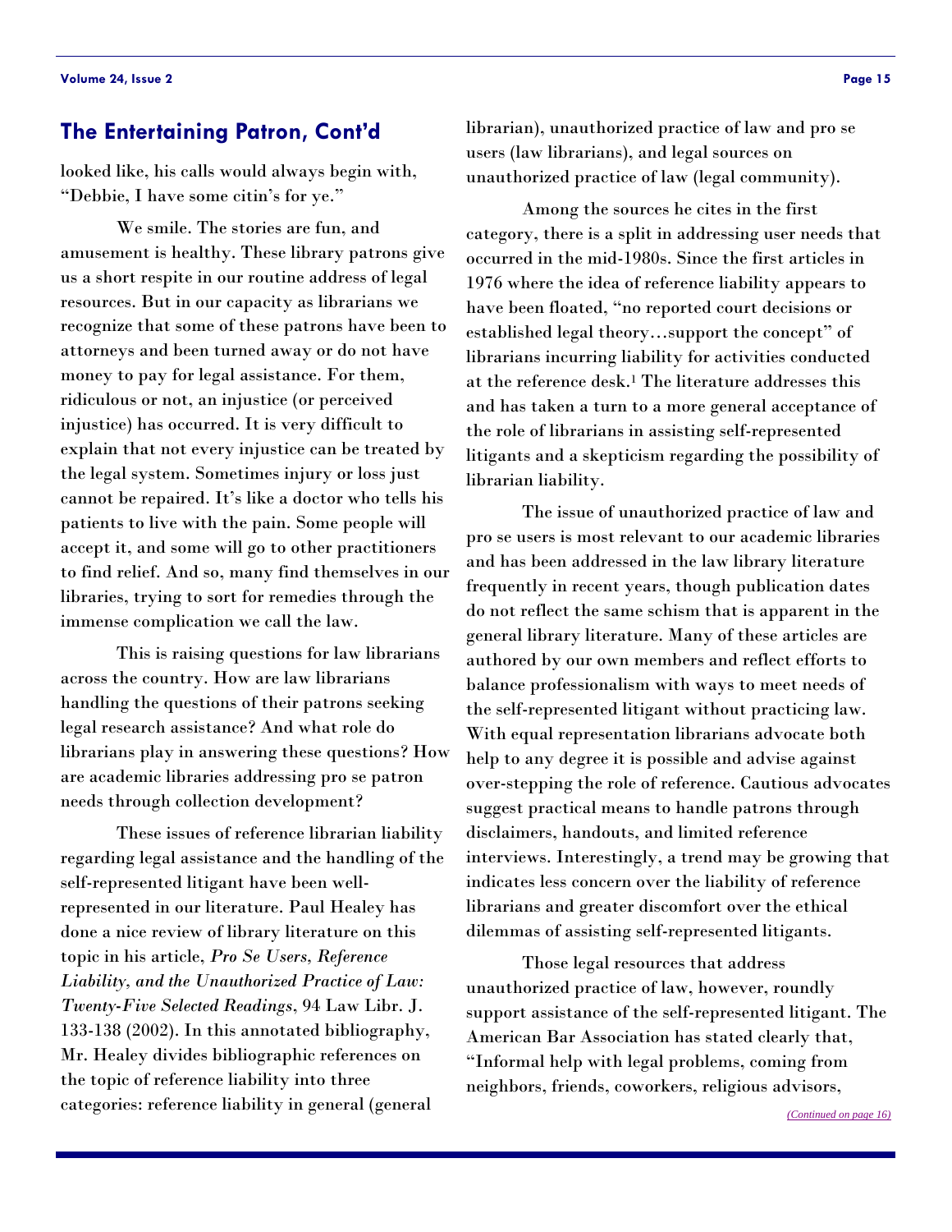## The Entertaining Patron, Cont'd

looked like, his calls would always begin with, "Debbie, I have some citin's for ye."

We smile. The stories are fun, and amusement is healthy. These library patrons give us a short respite in our routine address of legal resources. But in our capacity as librarians we recognize that some of these patrons have been to attorneys and been turned away or do not have money to pay for legal assistance. For them, ridiculous or not, an injustice (or perceived injustice) has occurred. It is very difficult to explain that not every injustice can be treated by the legal system. Sometimes injury or loss just cannot be repaired. It's like a doctor who tells his patients to live with the pain. Some people will accept it, and some will go to other practitioners to find relief. And so, many find themselves in our libraries, trying to sort for remedies through the immense complication we call the law.

This is raising questions for law librarians across the country. How are law librarians handling the questions of their patrons seeking legal research assistance? And what role do librarians play in answering these questions? How are academic libraries addressing pro se patron needs through collection development?

These issues of reference librarian liability regarding legal assistance and the handling of the self-represented litigant have been well-represented in our literature. Paul Healey has done a nice review of library literature on this topic in his article, *Pro Se Users, Reference Liability, and the Unauthorized Practice of Law: Twenty-Five Selected Readings*, 94 Law Libr. J. 133-138 (2002). In this annotated bibliography, Mr. Healey divides bibliographic references on the topic of reference liability into three categories: reference liability in general (general librarian), unauthorized practice of law and pro se users (law librarians), and legal sources on unauthorized practice of law (legal community).

Among the sources he cites in the first category, there is a split in addressing user needs that occurred in the mid-1980s. Since the first articles in 1976 where the idea of reference liability appears to have been floated, "no reported court decisions or established legal theory…support the concept" of librarians incurring liability for activities conducted at the reference desk.[1] The literature addresses this and has taken a turn to a more general acceptance of the role of librarians in assisting self-represented litigants and a skepticism regarding the possibility of librarian liability.

The issue of unauthorized practice of law and pro se users is most relevant to our academic libraries and has been addressed in the law library literature frequently in recent years, though publication dates do not reflect the same schism that is apparent in the general library literature. Many of these articles are authored by our own members and reflect efforts to balance professionalism with ways to meet needs of the self-represented litigant without practicing law. With equal representation librarians advocate both help to any degree it is possible and advise against over-stepping the role of reference. Cautious advocates suggest practical means to handle patrons through disclaimers, handouts, and limited reference interviews. Interestingly, a trend may be growing that indicates less concern over the liability of reference librarians and greater discomfort over the ethical dilemmas of assisting self-represented litigants.

Those legal resources that address unauthorized practice of law, however, roundly support assistance of the self-represented litigant. The American Bar Association has stated clearly that, "Informal help with legal problems, coming from neighbors, friends, coworkers, religious advisors,

*(Continued on page 16)*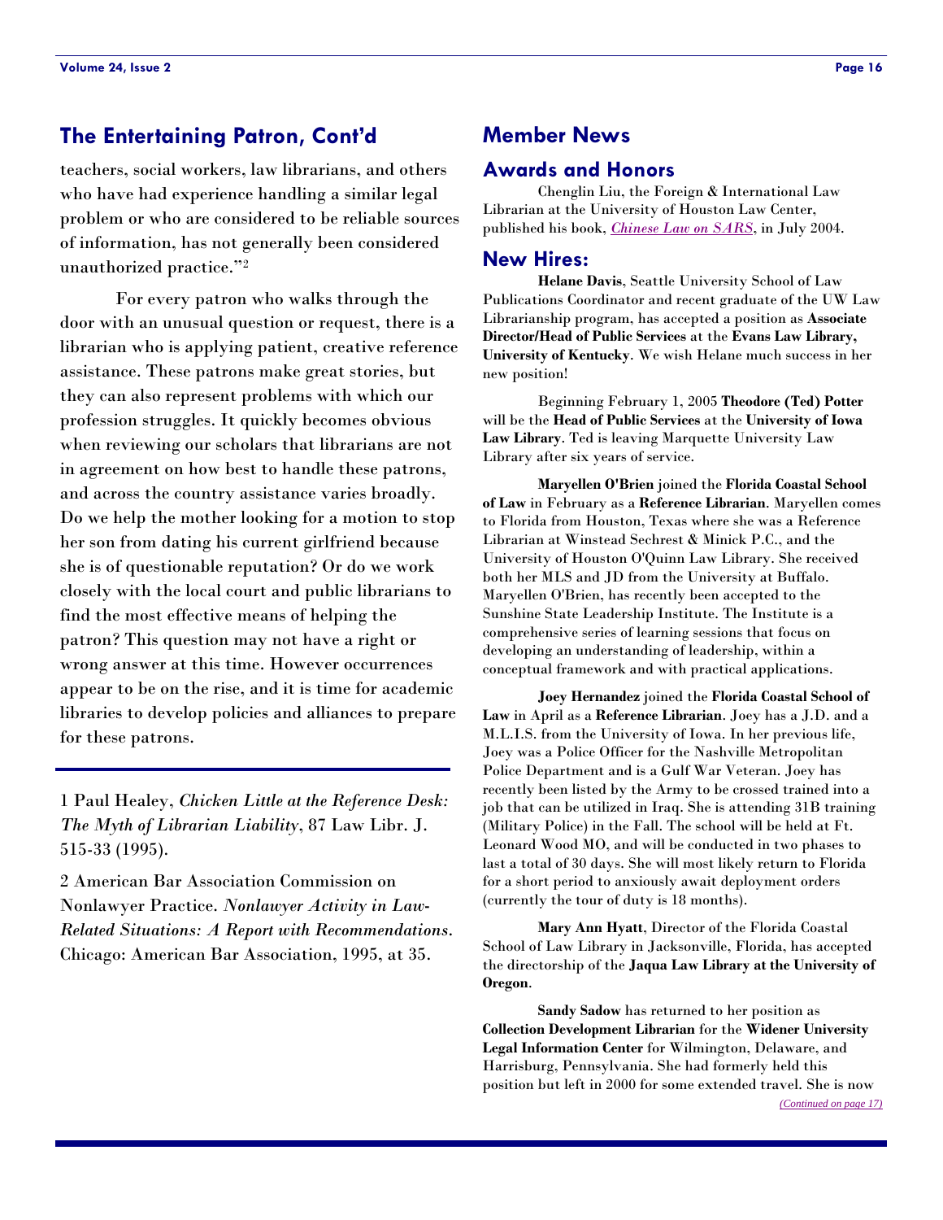## The Entertaining Patron, Cont'd

teachers, social workers, law librarians, and others who have had experience handling a similar legal problem or who are considered to be reliable sources of information, has not generally been considered unauthorized practice."[2]

For every patron who walks through the door with an unusual question or request, there is a librarian who is applying patient, creative reference assistance. These patrons make great stories, but they can also represent problems with which our profession struggles. It quickly becomes obvious when reviewing our scholars that librarians are not in agreement on how best to handle these patrons, and across the country assistance varies broadly. Do we help the mother looking for a motion to stop her son from dating his current girlfriend because she is of questionable reputation? Or do we work closely with the local court and public librarians to find the most effective means of helping the patron? This question may not have a right or wrong answer at this time. However occurrences appear to be on the rise, and it is time for academic libraries to develop policies and alliances to prepare for these patrons.

---

1 Paul Healey, *Chicken Little at the Reference Desk: The Myth of Librarian Liability*, 87 Law Libr. J. 515-33 (1995).

2 American Bar Association Commission on Nonlawyer Practice. *Nonlawyer Activity in Law-Related Situations: A Report with Recommendations*. Chicago: American Bar Association, 1995, at 35.

## Member News

### Awards and Honors

Chenglin Liu, the Foreign & International Law Librarian at the University of Houston Law Center, published his book, *Chinese Law on SARS*, in July 2004.

### New Hires:

**Helane Davis**, Seattle University School of Law Publications Coordinator and recent graduate of the UW Law Librarianship program, has accepted a position as **Associate Director/Head of Public Services** at the **Evans Law Library, University of Kentucky**. We wish Helane much success in her new position!

Beginning February 1, 2005 **Theodore (Ted) Potter** will be the **Head of Public Services** at the **University of Iowa Law Library**. Ted is leaving Marquette University Law Library after six years of service.

**Maryellen O'Brien** joined the **Florida Coastal School of Law** in February as a **Reference Librarian**. Maryellen comes to Florida from Houston, Texas where she was a Reference Librarian at Winstead Sechrest & Minick P.C., and the University of Houston O'Quinn Law Library. She received both her MLS and JD from the University at Buffalo. Maryellen O'Brien, has recently been accepted to the Sunshine State Leadership Institute. The Institute is a comprehensive series of learning sessions that focus on developing an understanding of leadership, within a conceptual framework and with practical applications.

**Joey Hernandez** joined the **Florida Coastal School of Law** in April as a **Reference Librarian**. Joey has a J.D. and a M.L.I.S. from the University of Iowa. In her previous life, Joey was a Police Officer for the Nashville Metropolitan Police Department and is a Gulf War Veteran. Joey has recently been listed by the Army to be crossed trained into a job that can be utilized in Iraq. She is attending 31B training (Military Police) in the Fall. The school will be held at Ft. Leonard Wood MO, and will be conducted in two phases to last a total of 30 days. She will most likely return to Florida for a short period to anxiously await deployment orders (currently the tour of duty is 18 months).

**Mary Ann Hyatt**, Director of the Florida Coastal School of Law Library in Jacksonville, Florida, has accepted the directorship of the **Jaqua Law Library at the University of Oregon**.

**Sandy Sadow** has returned to her position as **Collection Development Librarian** for the **Widener University Legal Information Center** for Wilmington, Delaware, and Harrisburg, Pennsylvania. She had formerly held this position but left in 2000 for some extended travel. She is now

*(Continued on page 17)*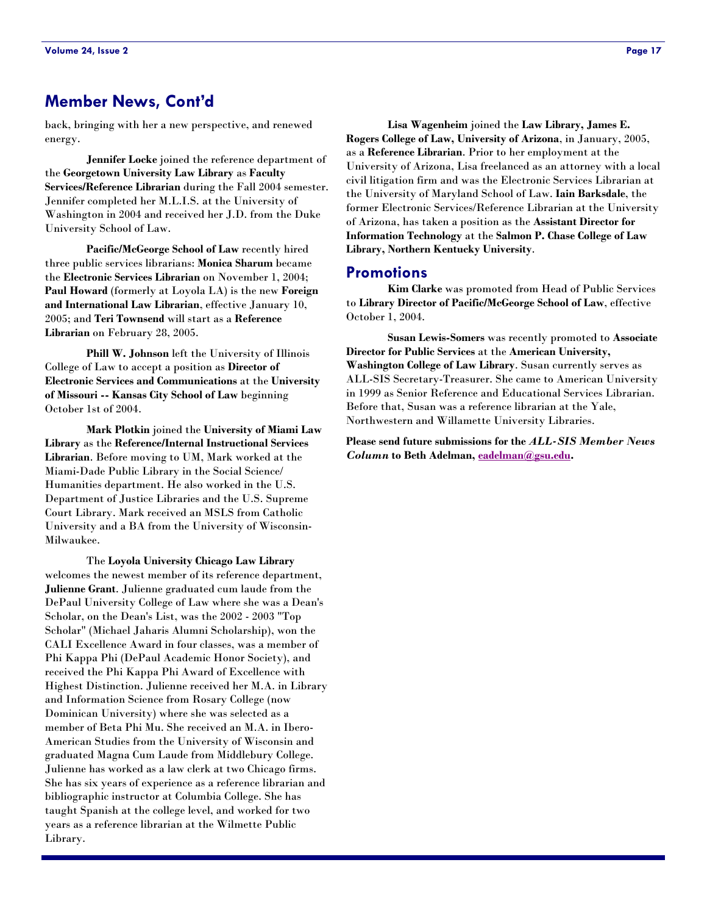## Member News, Cont'd

back, bringing with her a new perspective, and renewed energy.

**Jennifer Locke** joined the reference department of the **Georgetown University Law Library** as **Faculty Services/Reference Librarian** during the Fall 2004 semester. Jennifer completed her M.L.I.S. at the University of Washington in 2004 and received her J.D. from the Duke University School of Law.

**Pacific/McGeorge School of Law** recently hired three public services librarians: **Monica Sharum** became the **Electronic Services Librarian** on November 1, 2004; **Paul Howard** (formerly at Loyola LA) is the new **Foreign and International Law Librarian**, effective January 10, 2005; and **Teri Townsend** will start as a **Reference Librarian** on February 28, 2005.

**Phill W. Johnson** left the University of Illinois College of Law to accept a position as **Director of Electronic Services and Communications** at the **University of Missouri -- Kansas City School of Law** beginning October 1st of 2004.

**Mark Plotkin** joined the **University of Miami Law Library** as the **Reference/Internal Instructional Services Librarian**. Before moving to UM, Mark worked at the Miami-Dade Public Library in the Social Science/ Humanities department. He also worked in the U.S. Department of Justice Libraries and the U.S. Supreme Court Library. Mark received an MSLS from Catholic University and a BA from the University of Wisconsin-Milwaukee.

The **Loyola University Chicago Law Library** welcomes the newest member of its reference department, **Julienne Grant**. Julienne graduated cum laude from the DePaul University College of Law where she was a Dean's Scholar, on the Dean's List, was the 2002 - 2003 "Top Scholar" (Michael Jaharis Alumni Scholarship), won the CALI Excellence Award in four classes, was a member of Phi Kappa Phi (DePaul Academic Honor Society), and received the Phi Kappa Phi Award of Excellence with Highest Distinction. Julienne received her M.A. in Library and Information Science from Rosary College (now Dominican University) where she was selected as a member of Beta Phi Mu. She received an M.A. in Ibero-American Studies from the University of Wisconsin and graduated Magna Cum Laude from Middlebury College. Julienne has worked as a law clerk at two Chicago firms. She has six years of experience as a reference librarian and bibliographic instructor at Columbia College. She has taught Spanish at the college level, and worked for two years as a reference librarian at the Wilmette Public Library.

**Lisa Wagenheim** joined the **Law Library, James E. Rogers College of Law, University of Arizona**, in January, 2005, as a **Reference Librarian**. Prior to her employment at the University of Arizona, Lisa freelanced as an attorney with a local civil litigation firm and was the Electronic Services Librarian at the University of Maryland School of Law. **Iain Barksdale**, the former Electronic Services/Reference Librarian at the University of Arizona, has taken a position as the **Assistant Director for Information Technology** at the **Salmon P. Chase College of Law Library, Northern Kentucky University**.

## Promotions

**Kim Clarke** was promoted from Head of Public Services to **Library Director of Pacific/McGeorge School of Law**, effective October 1, 2004.

**Susan Lewis-Somers** was recently promoted to **Associate Director for Public Services** at the **American University, Washington College of Law Library**. Susan currently serves as ALL-SIS Secretary-Treasurer. She came to American University in 1999 as Senior Reference and Educational Services Librarian. Before that, Susan was a reference librarian at the Yale, Northwestern and Willamette University Libraries.

**Please send future submissions for the *ALL-SIS Member News Column* to Beth Adelman, eadelman@gsu.edu.**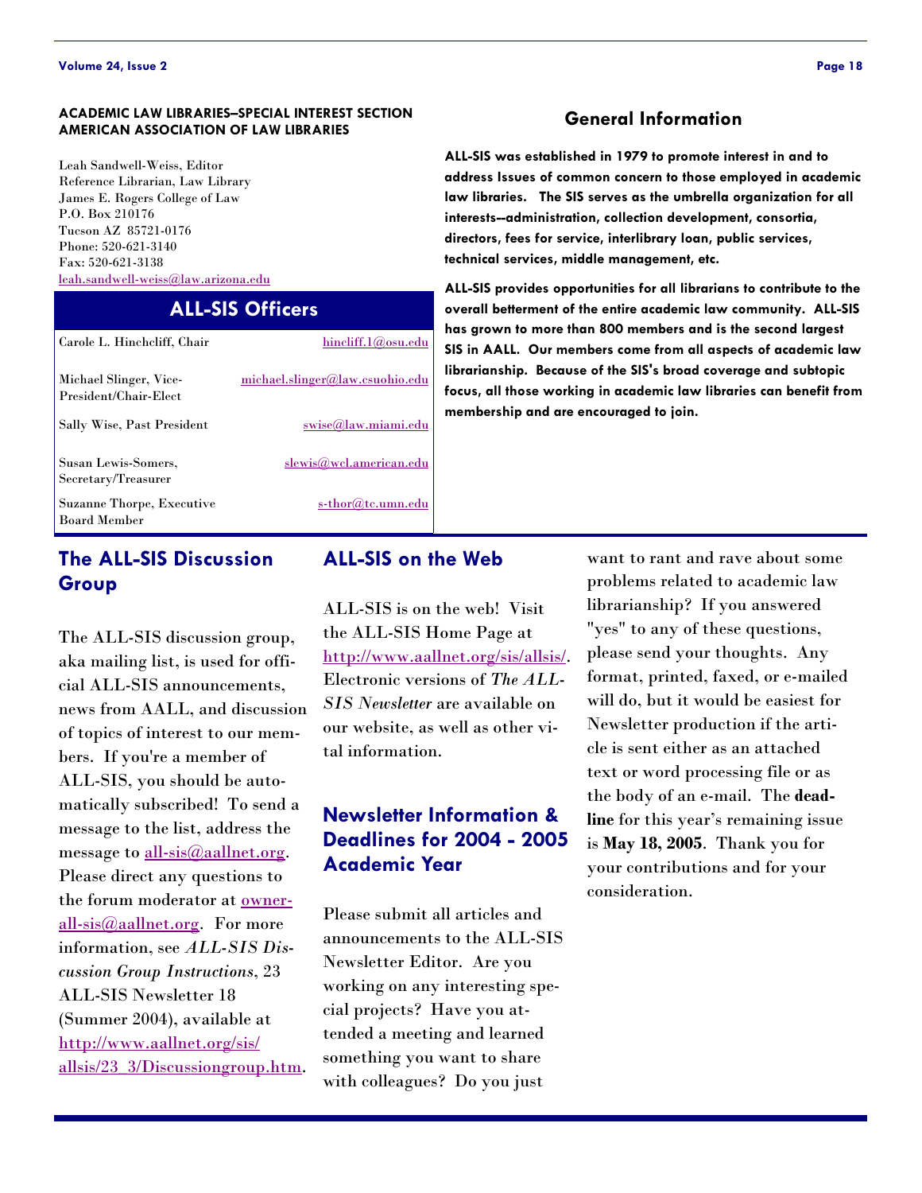**ACADEMIC LAW LIBRARIES—SPECIAL INTEREST SECTION**
**AMERICAN ASSOCIATION OF LAW LIBRARIES**

Leah Sandwell-Weiss, Editor
Reference Librarian, Law Library
James E. Rogers College of Law
P.O. Box 210176
Tucson AZ 85721-0176
Phone: 520-621-3140
Fax: 520-621-3138
leah.sandwell-weiss@law.arizona.edu

## ALL-SIS Officers

| | |
|---|---|
| Carole L. Hinchcliff, Chair | hincliff.1@osu.edu |
| Michael Slinger, Vice-President/Chair-Elect | michael.slinger@law.csuohio.edu |
| Sally Wise, Past President | swise@law.miami.edu |
| Susan Lewis-Somers, Secretary/Treasurer | slewis@wcl.american.edu |
| Suzanne Thorpe, Executive Board Member | s-thor@tc.umn.edu |

## General Information

**ALL-SIS was established in 1979 to promote interest in and to address Issues of common concern to those employed in academic law libraries. The SIS serves as the umbrella organization for all interests--administration, collection development, consortia, directors, fees for service, interlibrary loan, public services, technical services, middle management, etc.**

**ALL-SIS provides opportunities for all librarians to contribute to the overall betterment of the entire academic law community. ALL-SIS has grown to more than 800 members and is the second largest SIS in AALL. Our members come from all aspects of academic law librarianship. Because of the SIS's broad coverage and subtopic focus, all those working in academic law libraries can benefit from membership and are encouraged to join.**

## The ALL-SIS Discussion Group

The ALL-SIS discussion group, aka mailing list, is used for official ALL-SIS announcements, news from AALL, and discussion of topics of interest to our members. If you're a member of ALL-SIS, you should be automatically subscribed! To send a message to the list, address the message to all-sis@aallnet.org. Please direct any questions to the forum moderator at owner-all-sis@aallnet.org. For more information, see *ALL-SIS Discussion Group Instructions*, 23 ALL-SIS Newsletter 18 (Summer 2004), available at http://www.aallnet.org/sis/allsis/23_3/Discussiongroup.htm.

## ALL-SIS on the Web

ALL-SIS is on the web! Visit the ALL-SIS Home Page at http://www.aallnet.org/sis/allsis/. Electronic versions of *The ALL-SIS Newsletter* are available on our website, as well as other vital information.

## Newsletter Information & Deadlines for 2004 - 2005 Academic Year

Please submit all articles and announcements to the ALL-SIS Newsletter Editor. Are you working on any interesting special projects? Have you attended a meeting and learned something you want to share with colleagues? Do you just want to rant and rave about some problems related to academic law librarianship? If you answered "yes" to any of these questions, please send your thoughts. Any format, printed, faxed, or e-mailed will do, but it would be easiest for Newsletter production if the article is sent either as an attached text or word processing file or as the body of an e-mail. The **deadline** for this year's remaining issue is **May 18, 2005**. Thank you for your contributions and for your consideration.